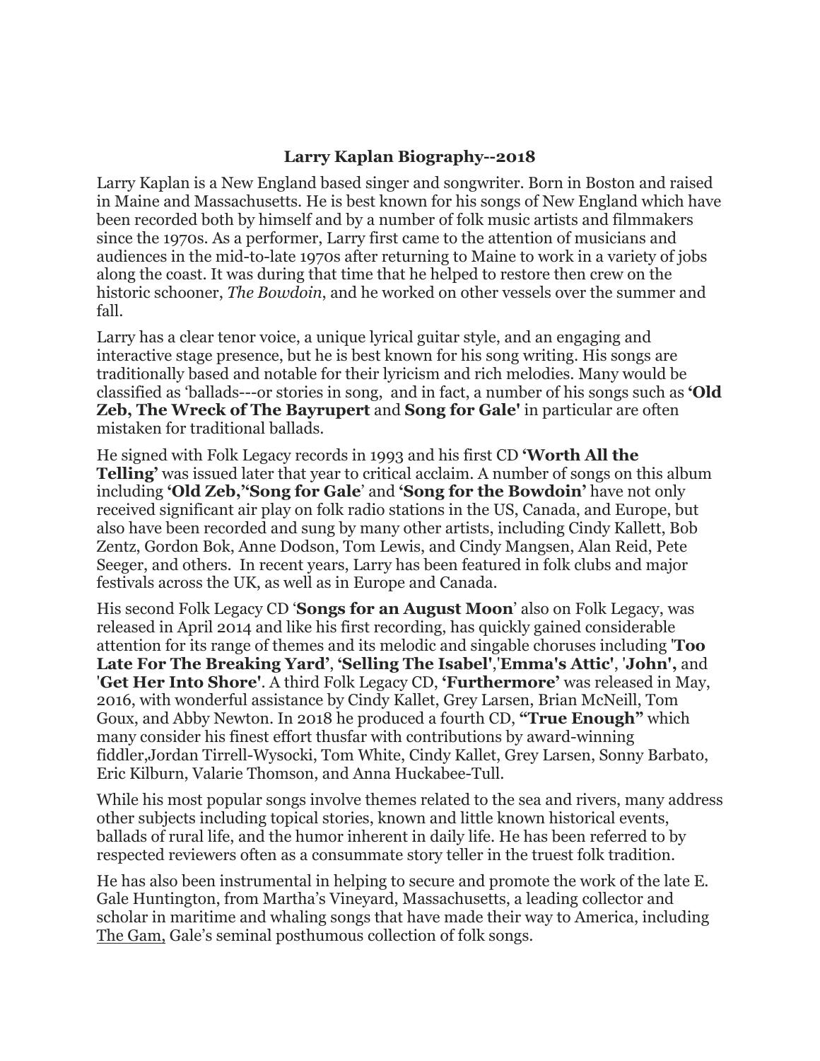**Larry Kaplan Biography--2018**

Larry Kaplan is a New England based singer and songwriter. Born in Boston and raised in Maine and Massachusetts. He is best known for his songs of New England which have been recorded both by himself and by a number of folk music artists and filmmakers since the 1970s. As a performer, Larry first came to the attention of musicians and audiences in the mid-to-late 1970s after returning to Maine to work in a variety of jobs along the coast. It was during that time that he helped to restore then crew on the historic schooner, *The Bowdoin*, and he worked on other vessels over the summer and fall.

Larry has a clear tenor voice, a unique lyrical guitar style, and an engaging and interactive stage presence, but he is best known for his song writing. His songs are traditionally based and notable for their lyricism and rich melodies. Many would be classified as 'ballads---or stories in song, and in fact, a number of his songs such as **'Old Zeb, The Wreck of The Bayrupert** and **Song for Gale'** in particular are often mistaken for traditional ballads.

He signed with Folk Legacy records in 1993 and his first CD **'Worth All the Telling'** was issued later that year to critical acclaim. A number of songs on this album including **'Old Zeb,''Song for Gale**' and **'Song for the Bowdoin'** have not only received significant air play on folk radio stations in the US, Canada, and Europe, but also have been recorded and sung by many other artists, including Cindy Kallett, Bob Zentz, Gordon Bok, Anne Dodson, Tom Lewis, and Cindy Mangsen, Alan Reid, Pete Seeger, and others. In recent years, Larry has been featured in folk clubs and major festivals across the UK, as well as in Europe and Canada.

His second Folk Legacy CD '**Songs for an August Moon**' also on Folk Legacy, was released in April 2014 and like his first recording, has quickly gained considerable attention for its range of themes and its melodic and singable choruses including '**Too Late For The Breaking Yard'**, **'Selling The Isabel'**,'**Emma's Attic'**, '**John',** and '**Get Her Into Shore'**. A third Folk Legacy CD, **'Furthermore'** was released in May, 2016, with wonderful assistance by Cindy Kallet, Grey Larsen, Brian McNeill, Tom Goux, and Abby Newton. In 2018 he produced a fourth CD, **"True Enough"** which many consider his finest effort thusfar with contributions by award-winning fiddler,Jordan Tirrell-Wysocki, Tom White, Cindy Kallet, Grey Larsen, Sonny Barbato, Eric Kilburn, Valarie Thomson, and Anna Huckabee-Tull.

While his most popular songs involve themes related to the sea and rivers, many address other subjects including topical stories, known and little known historical events, ballads of rural life, and the humor inherent in daily life. He has been referred to by respected reviewers often as a consummate story teller in the truest folk tradition.

He has also been instrumental in helping to secure and promote the work of the late E. Gale Huntington, from Martha's Vineyard, Massachusetts, a leading collector and scholar in maritime and whaling songs that have made their way to America, including The Gam, Gale's seminal posthumous collection of folk songs.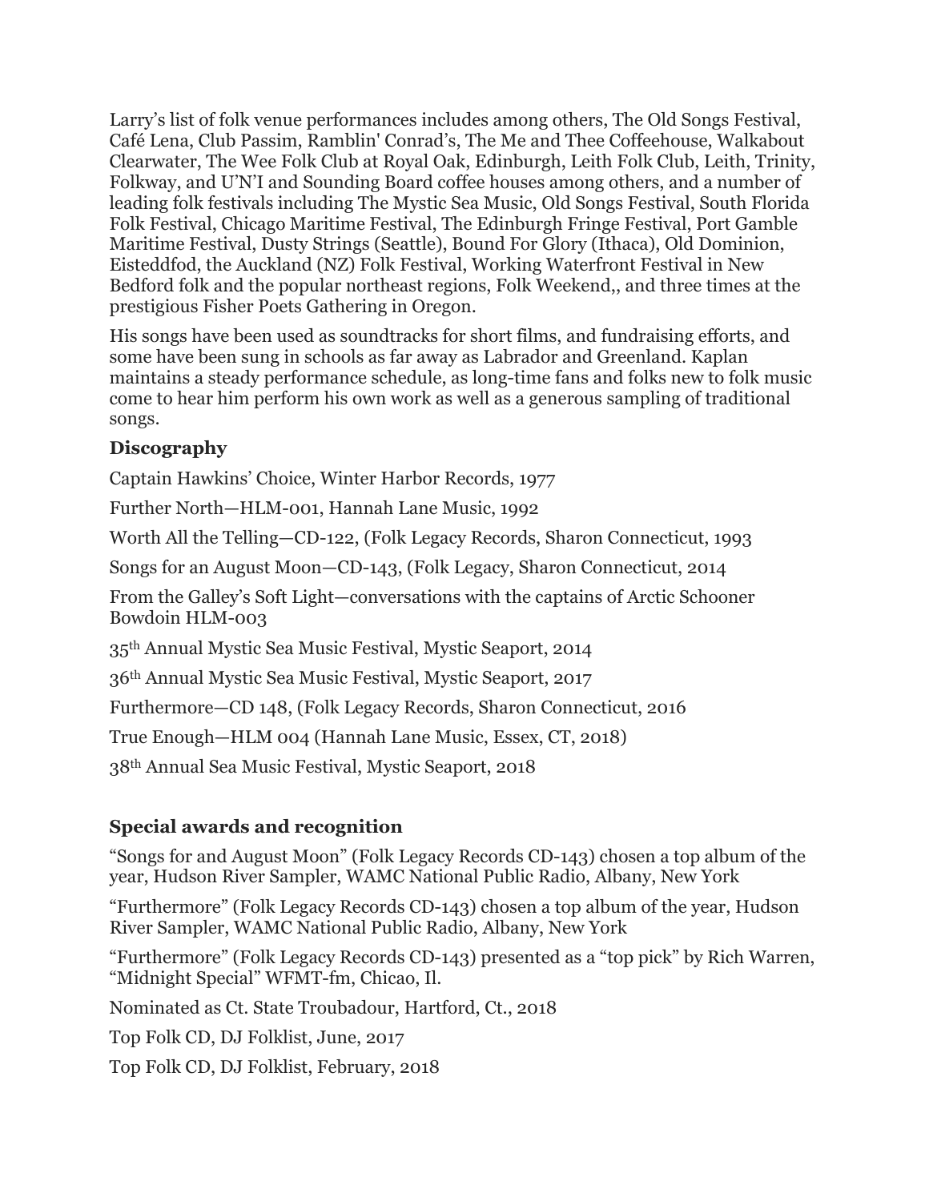Larry's list of folk venue performances includes among others, The Old Songs Festival, Café Lena, Club Passim, Ramblin' Conrad's, The Me and Thee Coffeehouse, Walkabout Clearwater, The Wee Folk Club at Royal Oak, Edinburgh, Leith Folk Club, Leith, Trinity, Folkway, and U'N'I and Sounding Board coffee houses among others, and a number of leading folk festivals including The Mystic Sea Music, Old Songs Festival, South Florida Folk Festival, Chicago Maritime Festival, The Edinburgh Fringe Festival, Port Gamble Maritime Festival, Dusty Strings (Seattle), Bound For Glory (Ithaca), Old Dominion, Eisteddfod, the Auckland (NZ) Folk Festival, Working Waterfront Festival in New Bedford folk and the popular northeast regions, Folk Weekend,, and three times at the prestigious Fisher Poets Gathering in Oregon.

His songs have been used as soundtracks for short films, and fundraising efforts, and some have been sung in schools as far away as Labrador and Greenland. Kaplan maintains a steady performance schedule, as long-time fans and folks new to folk music come to hear him perform his own work as well as a generous sampling of traditional songs.

### Discography

Captain Hawkins' Choice, Winter Harbor Records, 1977

Further North—HLM-001, Hannah Lane Music, 1992

Worth All the Telling—CD-122, (Folk Legacy Records, Sharon Connecticut, 1993

Songs for an August Moon—CD-143, (Folk Legacy, Sharon Connecticut, 2014

From the Galley's Soft Light—conversations with the captains of Arctic Schooner Bowdoin HLM-003

35th Annual Mystic Sea Music Festival, Mystic Seaport, 2014

36th Annual Mystic Sea Music Festival, Mystic Seaport, 2017

Furthermore—CD 148, (Folk Legacy Records, Sharon Connecticut, 2016

True Enough—HLM 004 (Hannah Lane Music, Essex, CT, 2018)

38th Annual Sea Music Festival, Mystic Seaport, 2018

### Special awards and recognition

"Songs for and August Moon" (Folk Legacy Records CD-143) chosen a top album of the year, Hudson River Sampler, WAMC National Public Radio, Albany, New York

"Furthermore" (Folk Legacy Records CD-143) chosen a top album of the year, Hudson River Sampler, WAMC National Public Radio, Albany, New York

"Furthermore" (Folk Legacy Records CD-143) presented as a "top pick" by Rich Warren, "Midnight Special" WFMT-fm, Chicao, Il.

Nominated as Ct. State Troubadour, Hartford, Ct., 2018

Top Folk CD, DJ Folklist, June, 2017

Top Folk CD, DJ Folklist, February, 2018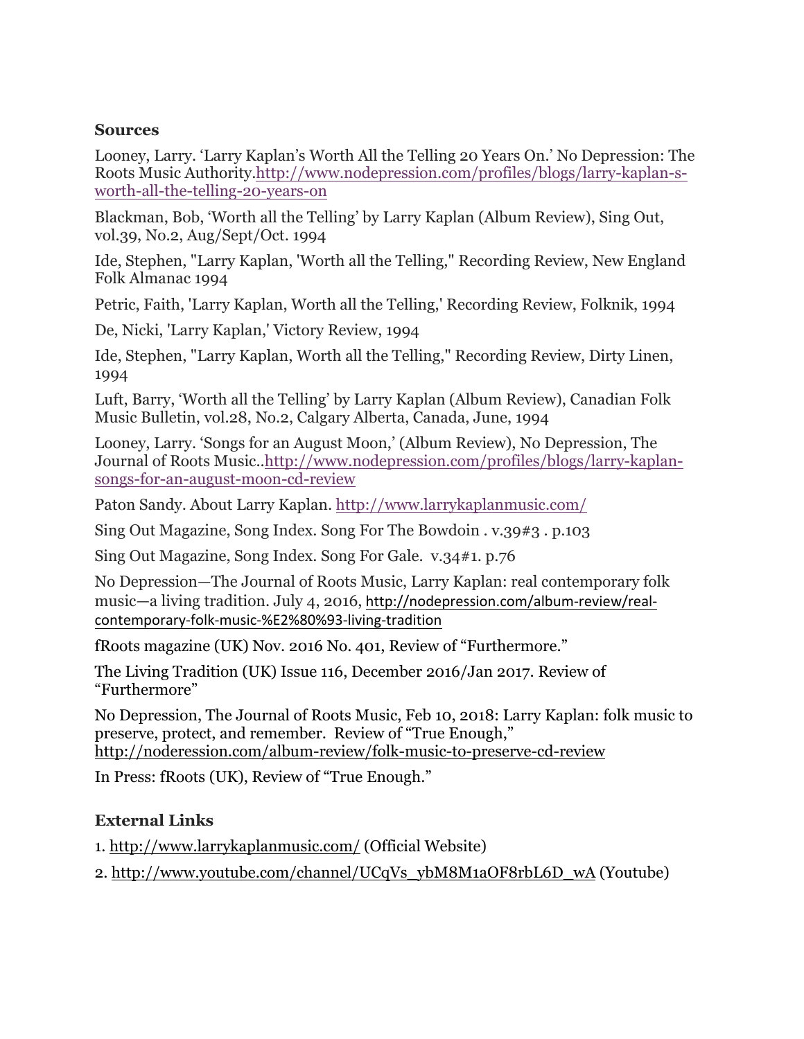**Sources**

Looney, Larry. 'Larry Kaplan's Worth All the Telling 20 Years On.' No Depression: The Roots Music Authority.http://www.nodepression.com/profiles/blogs/larry-kaplan-s-worth-all-the-telling-20-years-on

Blackman, Bob, 'Worth all the Telling' by Larry Kaplan (Album Review), Sing Out, vol.39, No.2, Aug/Sept/Oct. 1994

Ide, Stephen, "Larry Kaplan, 'Worth all the Telling,'' Recording Review, New England Folk Almanac 1994

Petric, Faith, 'Larry Kaplan, Worth all the Telling,' Recording Review, Folknik, 1994

De, Nicki, 'Larry Kaplan,' Victory Review, 1994

Ide, Stephen, "Larry Kaplan, Worth all the Telling," Recording Review, Dirty Linen, 1994

Luft, Barry, 'Worth all the Telling' by Larry Kaplan (Album Review), Canadian Folk Music Bulletin, vol.28, No.2, Calgary Alberta, Canada, June, 1994

Looney, Larry. 'Songs for an August Moon,' (Album Review), No Depression, The Journal of Roots Music..http://www.nodepression.com/profiles/blogs/larry-kaplan-songs-for-an-august-moon-cd-review

Paton Sandy. About Larry Kaplan. http://www.larrykaplanmusic.com/

Sing Out Magazine, Song Index. Song For The Bowdoin . v.39#3 . p.103

Sing Out Magazine, Song Index. Song For Gale. v.34#1. p.76

No Depression—The Journal of Roots Music, Larry Kaplan: real contemporary folk music—a living tradition. July 4, 2016, http://nodepression.com/album-review/real-contemporary-folk-music-%E2%80%93-living-tradition

fRoots magazine (UK) Nov. 2016 No. 401, Review of "Furthermore."

The Living Tradition (UK) Issue 116, December 2016/Jan 2017. Review of "Furthermore"

No Depression, The Journal of Roots Music, Feb 10, 2018: Larry Kaplan: folk music to preserve, protect, and remember. Review of "True Enough," http://noderession.com/album-review/folk-music-to-preserve-cd-review

In Press: fRoots (UK), Review of "True Enough."

**External Links**

1. http://www.larrykaplanmusic.com/ (Official Website)
2. http://www.youtube.com/channel/UCqVs_ybM8M1aOF8rbL6D_wA (Youtube)